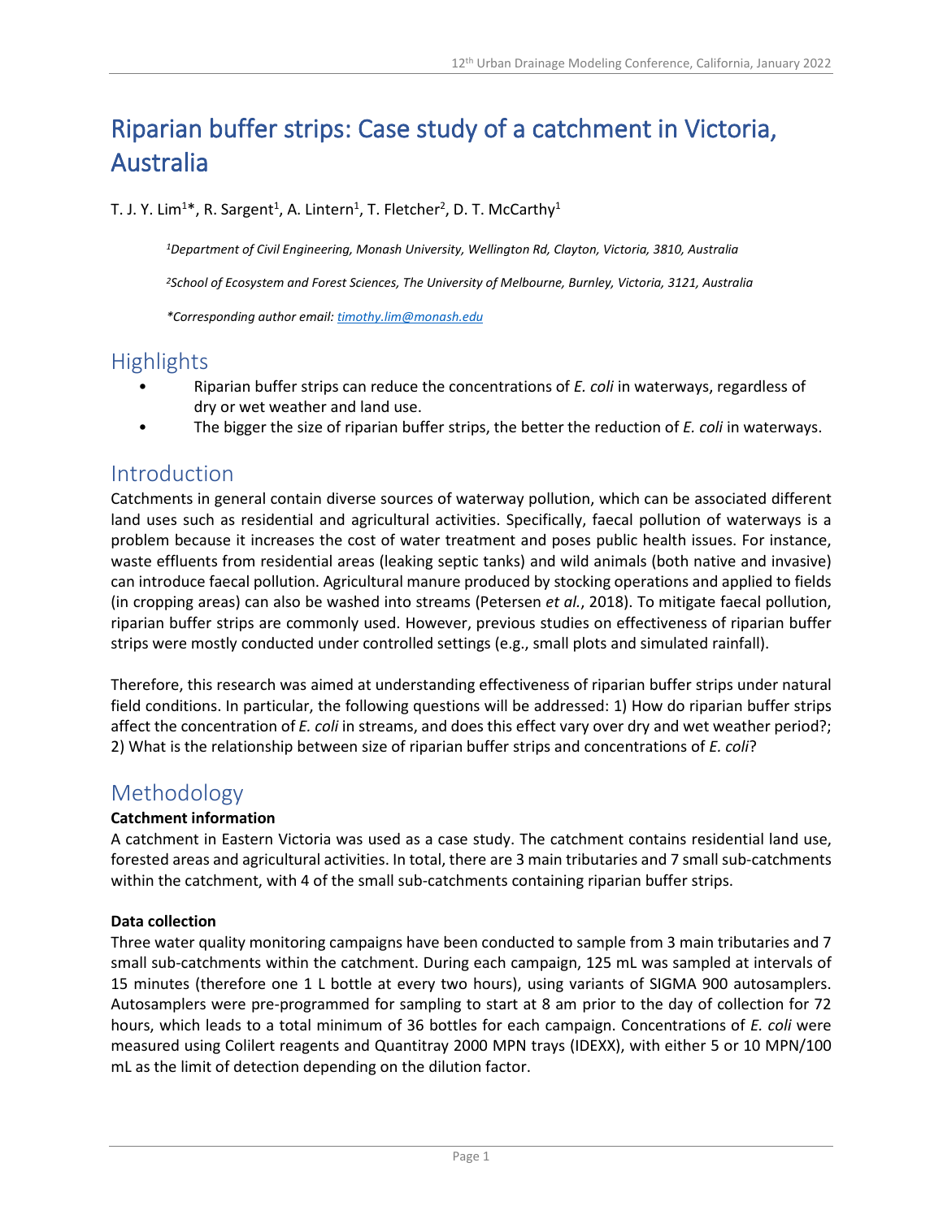# Riparian buffer strips: Case study of a catchment in Victoria, Australia

T. J. Y. Lim[1]*, R. Sargent[1], A. Lintern[1], T. Fletcher[2], D. T. McCarthy[1]

*[1]Department of Civil Engineering, Monash University, Wellington Rd, Clayton, Victoria, 3810, Australia*

*[2]School of Ecosystem and Forest Sciences, The University of Melbourne, Burnley, Victoria, 3121, Australia*

*\*Corresponding author email: timothy.lim@monash.edu*

## Highlights

- Riparian buffer strips can reduce the concentrations of *E. coli* in waterways, regardless of dry or wet weather and land use.
- The bigger the size of riparian buffer strips, the better the reduction of *E. coli* in waterways.

## Introduction

Catchments in general contain diverse sources of waterway pollution, which can be associated different land uses such as residential and agricultural activities. Specifically, faecal pollution of waterways is a problem because it increases the cost of water treatment and poses public health issues. For instance, waste effluents from residential areas (leaking septic tanks) and wild animals (both native and invasive) can introduce faecal pollution. Agricultural manure produced by stocking operations and applied to fields (in cropping areas) can also be washed into streams (Petersen *et al.*, 2018). To mitigate faecal pollution, riparian buffer strips are commonly used. However, previous studies on effectiveness of riparian buffer strips were mostly conducted under controlled settings (e.g., small plots and simulated rainfall).

Therefore, this research was aimed at understanding effectiveness of riparian buffer strips under natural field conditions. In particular, the following questions will be addressed: 1) How do riparian buffer strips affect the concentration of *E. coli* in streams, and does this effect vary over dry and wet weather period?; 2) What is the relationship between size of riparian buffer strips and concentrations of *E. coli*?

## Methodology

**Catchment information**

A catchment in Eastern Victoria was used as a case study. The catchment contains residential land use, forested areas and agricultural activities. In total, there are 3 main tributaries and 7 small sub-catchments within the catchment, with 4 of the small sub-catchments containing riparian buffer strips.

**Data collection**

Three water quality monitoring campaigns have been conducted to sample from 3 main tributaries and 7 small sub-catchments within the catchment. During each campaign, 125 mL was sampled at intervals of 15 minutes (therefore one 1 L bottle at every two hours), using variants of SIGMA 900 autosamplers. Autosamplers were pre-programmed for sampling to start at 8 am prior to the day of collection for 72 hours, which leads to a total minimum of 36 bottles for each campaign. Concentrations of *E. coli* were measured using Colilert reagents and Quantitray 2000 MPN trays (IDEXX), with either 5 or 10 MPN/100 mL as the limit of detection depending on the dilution factor.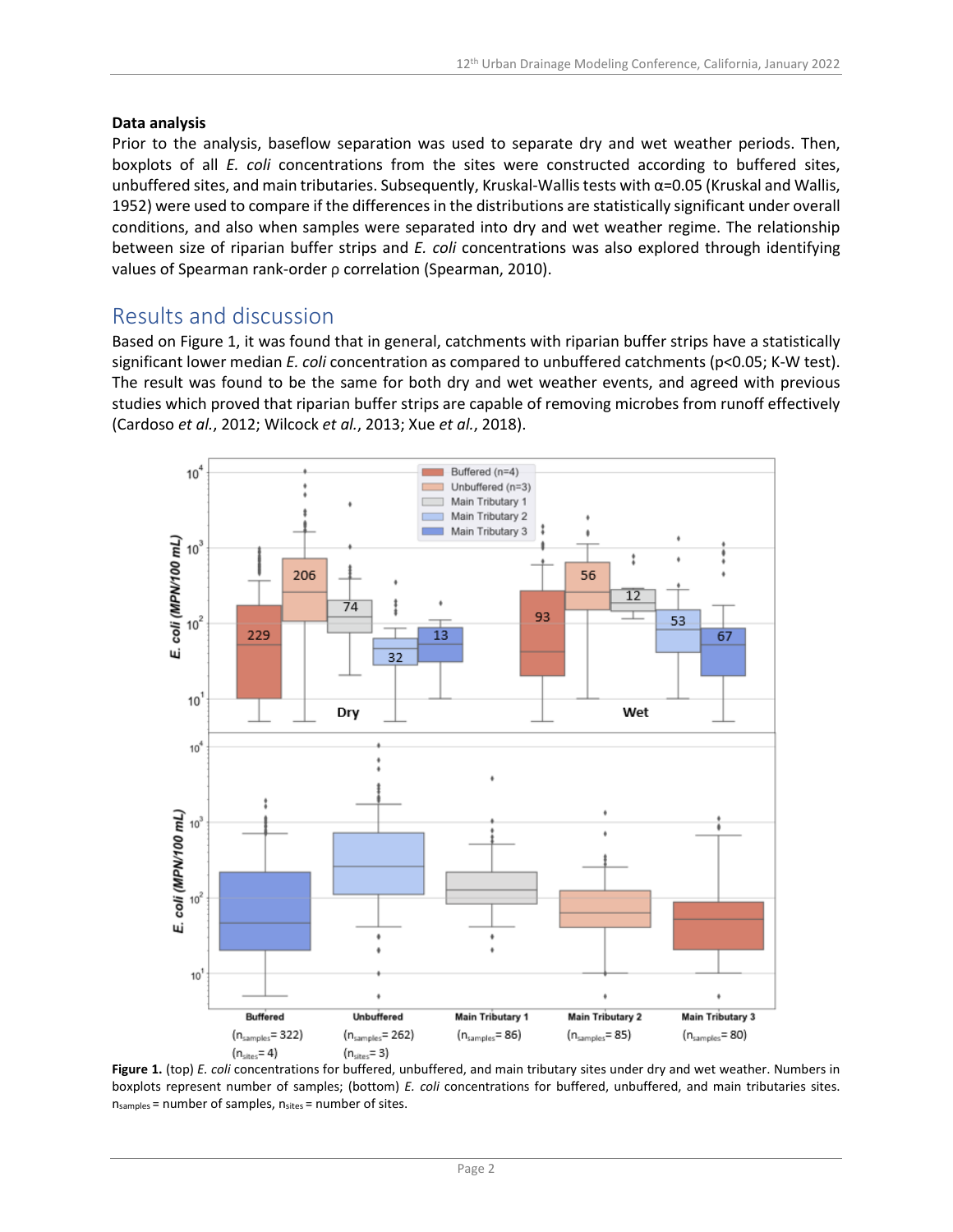### Data analysis

Prior to the analysis, baseflow separation was used to separate dry and wet weather periods. Then, boxplots of all *E. coli* concentrations from the sites were constructed according to buffered sites, unbuffered sites, and main tributaries. Subsequently, Kruskal-Wallis tests with $\alpha=0.05$ (Kruskal and Wallis, 1952) were used to compare if the differences in the distributions are statistically significant under overall conditions, and also when samples were separated into dry and wet weather regime. The relationship between size of riparian buffer strips and *E. coli* concentrations was also explored through identifying values of Spearman rank-order $\rho$ correlation (Spearman, 2010).

## Results and discussion

Based on Figure 1, it was found that in general, catchments with riparian buffer strips have a statistically significant lower median *E. coli* concentration as compared to unbuffered catchments ($p<0.05$; K-W test). The result was found to be the same for both dry and wet weather events, and agreed with previous studies which proved that riparian buffer strips are capable of removing microbes from runoff effectively (Cardoso *et al.*, 2012; Wilcock *et al.*, 2013; Xue *et al.*, 2018).

**Figure 1.** (top) *E. coli* concentrations for buffered, unbuffered, and main tributary sites under dry and wet weather. Numbers in boxplots represent number of samples; (bottom) *E. coli* concentrations for buffered, unbuffered, and main tributaries sites. $n_{samples}$ = number of samples, $n_{sites}$ = number of sites.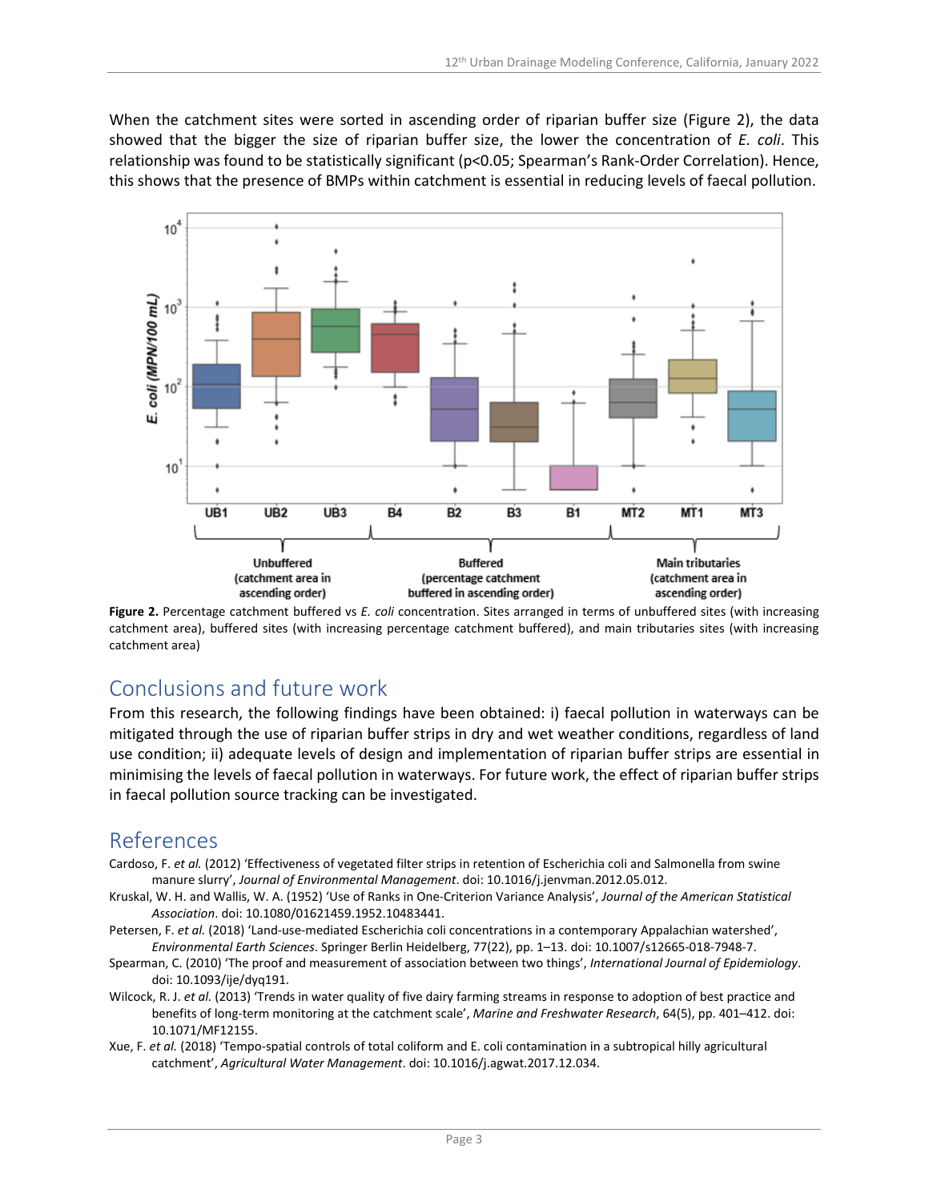When the catchment sites were sorted in ascending order of riparian buffer size (Figure 2), the data showed that the bigger the size of riparian buffer size, the lower the concentration of *E. coli*. This relationship was found to be statistically significant ($p<0.05$; Spearman's Rank-Order Correlation). Hence, this shows that the presence of BMPs within catchment is essential in reducing levels of faecal pollution.

$10^4$
$10^3$
$10^2$
$10^1$
*E. coli* (MPN/100 mL)

UB1 UB2 UB3 B4 B2 B3 B1 MT2 MT1 MT3

Unbuffered (catchment area in ascending order)
Buffered (percentage catchment buffered in ascending order)
Main tributaries (catchment area in ascending order)

**Figure 2.** Percentage catchment buffered vs *E. coli* concentration. Sites arranged in terms of unbuffered sites (with increasing catchment area), buffered sites (with increasing percentage catchment buffered), and main tributaries sites (with increasing catchment area)

## Conclusions and future work

From this research, the following findings have been obtained: i) faecal pollution in waterways can be mitigated through the use of riparian buffer strips in dry and wet weather conditions, regardless of land use condition; ii) adequate levels of design and implementation of riparian buffer strips are essential in minimising the levels of faecal pollution in waterways. For future work, the effect of riparian buffer strips in faecal pollution source tracking can be investigated.

## References

Cardoso, F. *et al.* (2012) 'Effectiveness of vegetated filter strips in retention of Escherichia coli and Salmonella from swine manure slurry', *Journal of Environmental Management*. doi: 10.1016/j.jenvman.2012.05.012.

Kruskal, W. H. and Wallis, W. A. (1952) 'Use of Ranks in One-Criterion Variance Analysis', *Journal of the American Statistical Association*. doi: 10.1080/01621459.1952.10483441.

Petersen, F. *et al.* (2018) 'Land-use-mediated Escherichia coli concentrations in a contemporary Appalachian watershed', *Environmental Earth Sciences*. Springer Berlin Heidelberg, 77(22), pp. 1–13. doi: 10.1007/s12665-018-7948-7.

Spearman, C. (2010) 'The proof and measurement of association between two things', *International Journal of Epidemiology*. doi: 10.1093/ije/dyq191.

Wilcock, R. J. *et al.* (2013) 'Trends in water quality of five dairy farming streams in response to adoption of best practice and benefits of long-term monitoring at the catchment scale', *Marine and Freshwater Research*, 64(5), pp. 401–412. doi: 10.1071/MF12155.

Xue, F. *et al.* (2018) 'Tempo-spatial controls of total coliform and E. coli contamination in a subtropical hilly agricultural catchment', *Agricultural Water Management*. doi: 10.1016/j.agwat.2017.12.034.